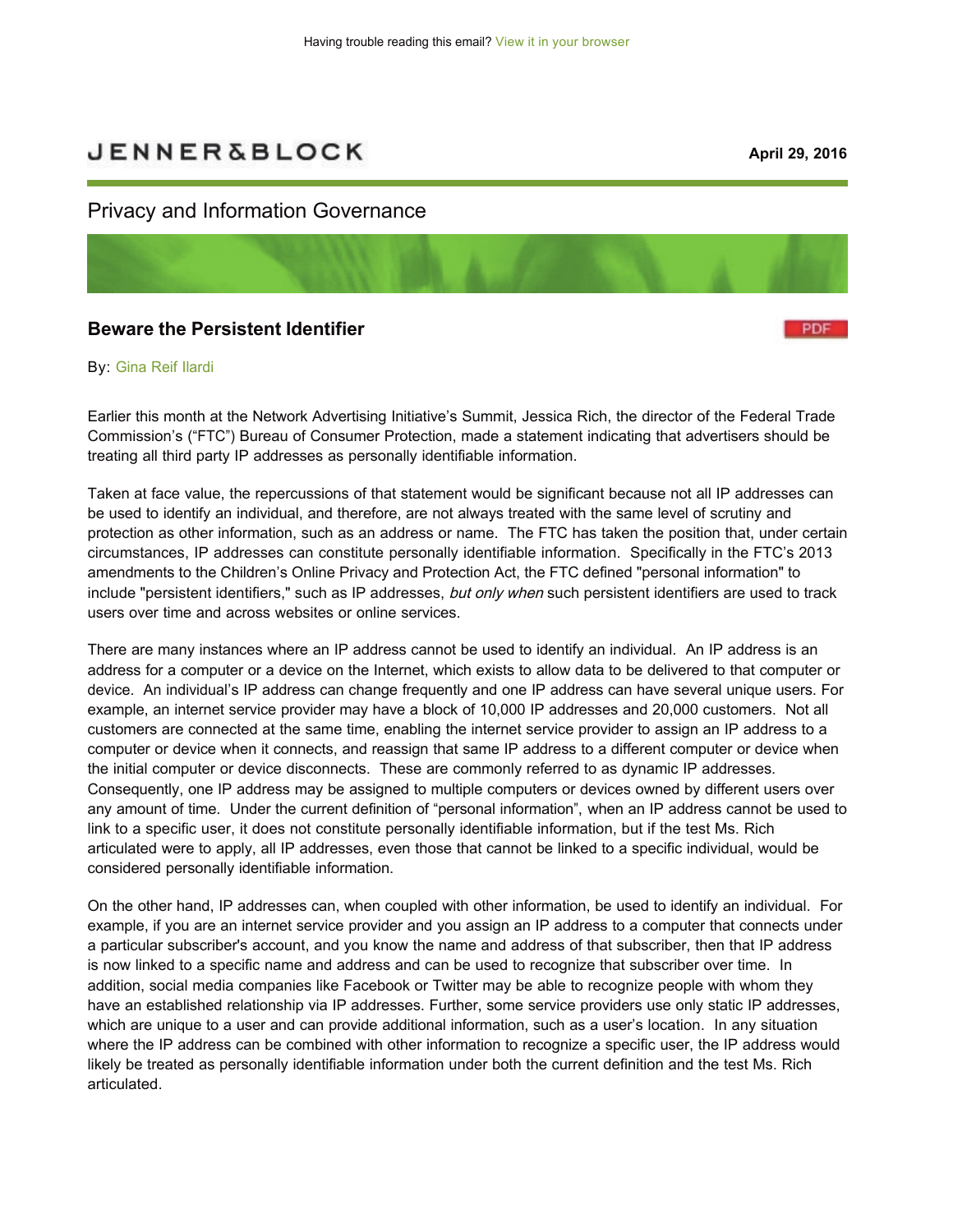Having trouble reading this email? View it in your browser

JENNER&BLOCK

**April 29, 2016**

## Privacy and Information Governance

### Beware the Persistent Identifier

PDF

By: Gina Reif Ilardi

Earlier this month at the Network Advertising Initiative's Summit, Jessica Rich, the director of the Federal Trade Commission's ("FTC") Bureau of Consumer Protection, made a statement indicating that advertisers should be treating all third party IP addresses as personally identifiable information.

Taken at face value, the repercussions of that statement would be significant because not all IP addresses can be used to identify an individual, and therefore, are not always treated with the same level of scrutiny and protection as other information, such as an address or name. The FTC has taken the position that, under certain circumstances, IP addresses can constitute personally identifiable information. Specifically in the FTC's 2013 amendments to the Children's Online Privacy and Protection Act, the FTC defined "personal information" to include "persistent identifiers," such as IP addresses, *but only when* such persistent identifiers are used to track users over time and across websites or online services.

There are many instances where an IP address cannot be used to identify an individual. An IP address is an address for a computer or a device on the Internet, which exists to allow data to be delivered to that computer or device. An individual's IP address can change frequently and one IP address can have several unique users. For example, an internet service provider may have a block of 10,000 IP addresses and 20,000 customers. Not all customers are connected at the same time, enabling the internet service provider to assign an IP address to a computer or device when it connects, and reassign that same IP address to a different computer or device when the initial computer or device disconnects. These are commonly referred to as dynamic IP addresses. Consequently, one IP address may be assigned to multiple computers or devices owned by different users over any amount of time. Under the current definition of "personal information", when an IP address cannot be used to link to a specific user, it does not constitute personally identifiable information, but if the test Ms. Rich articulated were to apply, all IP addresses, even those that cannot be linked to a specific individual, would be considered personally identifiable information.

On the other hand, IP addresses can, when coupled with other information, be used to identify an individual. For example, if you are an internet service provider and you assign an IP address to a computer that connects under a particular subscriber's account, and you know the name and address of that subscriber, then that IP address is now linked to a specific name and address and can be used to recognize that subscriber over time. In addition, social media companies like Facebook or Twitter may be able to recognize people with whom they have an established relationship via IP addresses. Further, some service providers use only static IP addresses, which are unique to a user and can provide additional information, such as a user's location. In any situation where the IP address can be combined with other information to recognize a specific user, the IP address would likely be treated as personally identifiable information under both the current definition and the test Ms. Rich articulated.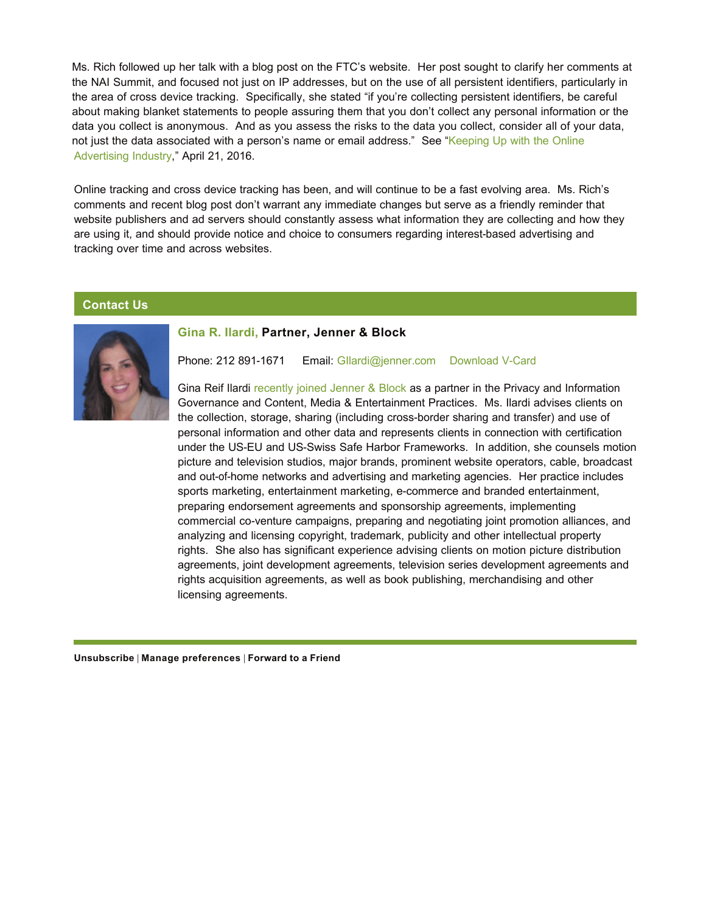Ms. Rich followed up her talk with a blog post on the FTC's website. Her post sought to clarify her comments at the NAI Summit, and focused not just on IP addresses, but on the use of all persistent identifiers, particularly in the area of cross device tracking. Specifically, she stated "if you're collecting persistent identifiers, be careful about making blanket statements to people assuring them that you don't collect any personal information or the data you collect is anonymous. And as you assess the risks to the data you collect, consider all of your data, not just the data associated with a person's name or email address." See "Keeping Up with the Online Advertising Industry," April 21, 2016.

Online tracking and cross device tracking has been, and will continue to be a fast evolving area. Ms. Rich's comments and recent blog post don't warrant any immediate changes but serve as a friendly reminder that website publishers and ad servers should constantly assess what information they are collecting and how they are using it, and should provide notice and choice to consumers regarding interest-based advertising and tracking over time and across websites.

## Contact Us

**Gina R. Ilardi, Partner, Jenner & Block**

Phone: 212 891-1671 Email: GIlardi@jenner.com Download V-Card

Gina Reif Ilardi recently joined Jenner & Block as a partner in the Privacy and Information Governance and Content, Media & Entertainment Practices. Ms. Ilardi advises clients on the collection, storage, sharing (including cross-border sharing and transfer) and use of personal information and other data and represents clients in connection with certification under the US-EU and US-Swiss Safe Harbor Frameworks. In addition, she counsels motion picture and television studios, major brands, prominent website operators, cable, broadcast and out-of-home networks and advertising and marketing agencies. Her practice includes sports marketing, entertainment marketing, e-commerce and branded entertainment, preparing endorsement agreements and sponsorship agreements, implementing commercial co-venture campaigns, preparing and negotiating joint promotion alliances, and analyzing and licensing copyright, trademark, publicity and other intellectual property rights. She also has significant experience advising clients on motion picture distribution agreements, joint development agreements, television series development agreements and rights acquisition agreements, as well as book publishing, merchandising and other licensing agreements.

**Unsubscribe** | **Manage preferences** | **Forward to a Friend**